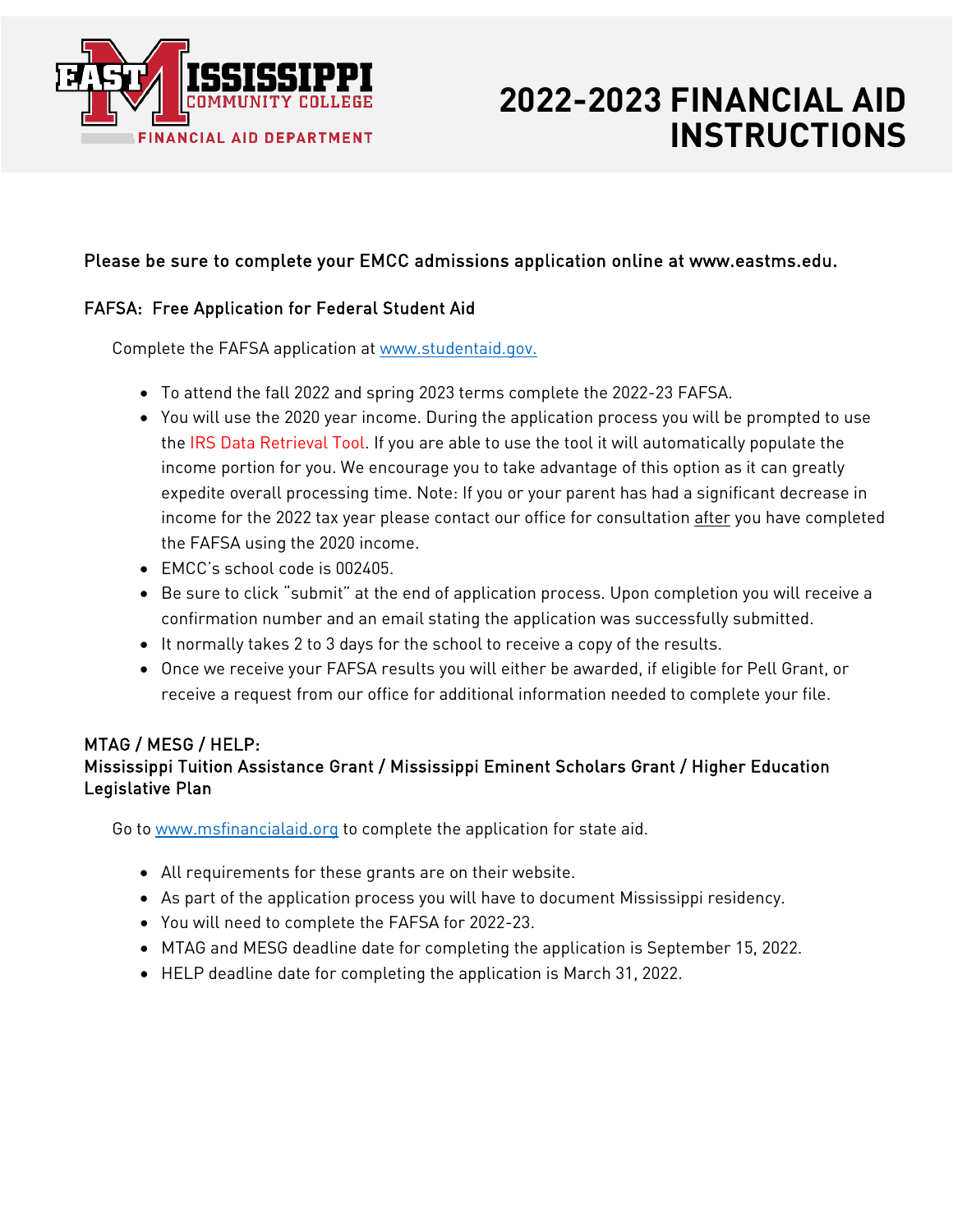# EAST MISSISSIPPI COMMUNITY COLLEGE FINANCIAL AID DEPARTMENT

# 2022-2023 FINANCIAL AID INSTRUCTIONS

Please be sure to complete your EMCC admissions application online at www.eastms.edu.

## FAFSA: Free Application for Federal Student Aid

Complete the FAFSA application at www.studentaid.gov.

- To attend the fall 2022 and spring 2023 terms complete the 2022-23 FAFSA.
- You will use the 2020 year income. During the application process you will be prompted to use the IRS Data Retrieval Tool. If you are able to use the tool it will automatically populate the income portion for you. We encourage you to take advantage of this option as it can greatly expedite overall processing time. Note: If you or your parent has had a significant decrease in income for the 2022 tax year please contact our office for consultation after you have completed the FAFSA using the 2020 income.
- EMCC's school code is 002405.
- Be sure to click "submit" at the end of application process. Upon completion you will receive a confirmation number and an email stating the application was successfully submitted.
- It normally takes 2 to 3 days for the school to receive a copy of the results.
- Once we receive your FAFSA results you will either be awarded, if eligible for Pell Grant, or receive a request from our office for additional information needed to complete your file.

## MTAG / MESG / HELP: Mississippi Tuition Assistance Grant / Mississippi Eminent Scholars Grant / Higher Education Legislative Plan

Go to www.msfinancialaid.org to complete the application for state aid.

- All requirements for these grants are on their website.
- As part of the application process you will have to document Mississippi residency.
- You will need to complete the FAFSA for 2022-23.
- MTAG and MESG deadline date for completing the application is September 15, 2022.
- HELP deadline date for completing the application is March 31, 2022.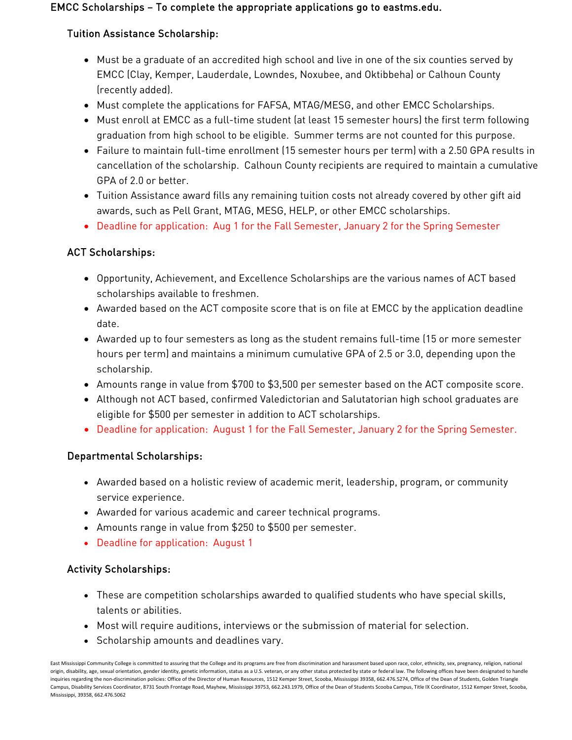## EMCC Scholarships – To complete the appropriate applications go to eastms.edu.

### Tuition Assistance Scholarship:

- Must be a graduate of an accredited high school and live in one of the six counties served by EMCC (Clay, Kemper, Lauderdale, Lowndes, Noxubee, and Oktibbeha) or Calhoun County (recently added).
- Must complete the applications for FAFSA, MTAG/MESG, and other EMCC Scholarships.
- Must enroll at EMCC as a full-time student (at least 15 semester hours) the first term following graduation from high school to be eligible. Summer terms are not counted for this purpose.
- Failure to maintain full-time enrollment (15 semester hours per term) with a 2.50 GPA results in cancellation of the scholarship. Calhoun County recipients are required to maintain a cumulative GPA of 2.0 or better.
- Tuition Assistance award fills any remaining tuition costs not already covered by other gift aid awards, such as Pell Grant, MTAG, MESG, HELP, or other EMCC scholarships.
- Deadline for application: Aug 1 for the Fall Semester, January 2 for the Spring Semester

### ACT Scholarships:

- Opportunity, Achievement, and Excellence Scholarships are the various names of ACT based scholarships available to freshmen.
- Awarded based on the ACT composite score that is on file at EMCC by the application deadline date.
- Awarded up to four semesters as long as the student remains full-time (15 or more semester hours per term) and maintains a minimum cumulative GPA of 2.5 or 3.0, depending upon the scholarship.
- Amounts range in value from $700 to $3,500 per semester based on the ACT composite score.
- Although not ACT based, confirmed Valedictorian and Salutatorian high school graduates are eligible for $500 per semester in addition to ACT scholarships.
- Deadline for application: August 1 for the Fall Semester, January 2 for the Spring Semester.

### Departmental Scholarships:

- Awarded based on a holistic review of academic merit, leadership, program, or community service experience.
- Awarded for various academic and career technical programs.
- Amounts range in value from $250 to $500 per semester.
- Deadline for application: August 1

### Activity Scholarships:

- These are competition scholarships awarded to qualified students who have special skills, talents or abilities.
- Most will require auditions, interviews or the submission of material for selection.
- Scholarship amounts and deadlines vary.

East Mississippi Community College is committed to assuring that the College and its programs are free from discrimination and harassment based upon race, color, ethnicity, sex, pregnancy, religion, national origin, disability, age, sexual orientation, gender identity, genetic information, status as a U.S. veteran, or any other status protected by state or federal law. The following offices have been designated to handle inquiries regarding the non-discrimination policies: Office of the Director of Human Resources, 1512 Kemper Street, Scooba, Mississippi 39358, 662.476.5274, Office of the Dean of Students, Golden Triangle Campus, Disability Services Coordinator, 8731 South Frontage Road, Mayhew, Mississippi 39753, 662.243.1979, Office of the Dean of Students Scooba Campus, Title IX Coordinator, 1512 Kemper Street, Scooba, Mississippi, 39358, 662.476.5062